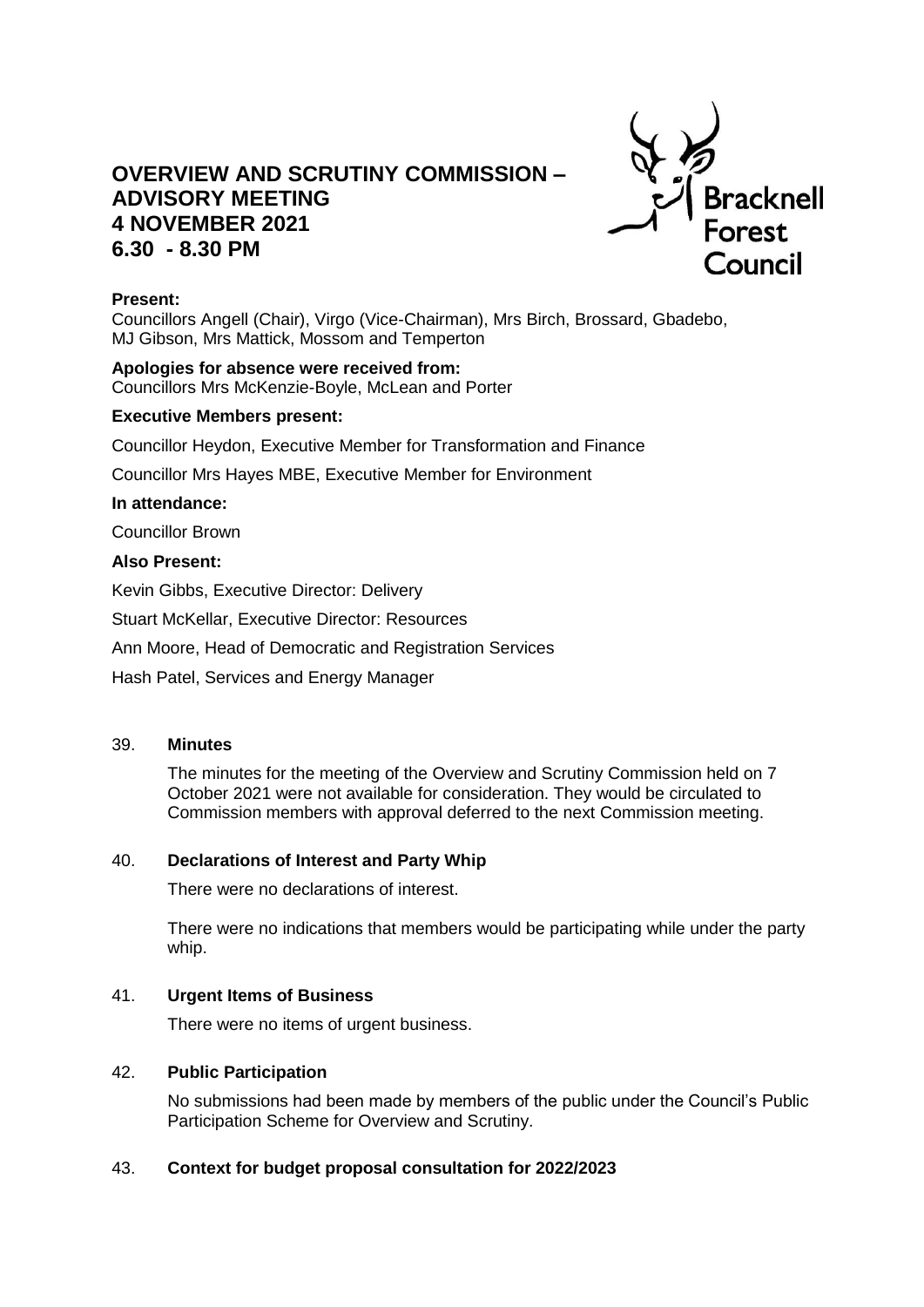# OVERVIEW AND SCRUTINY COMMISSION – ADVISORY MEETING
# 4 NOVEMBER 2021
# 6.30 - 8.30 PM

Bracknell Forest Council

**Present:**
Councillors Angell (Chair), Virgo (Vice-Chairman), Mrs Birch, Brossard, Gbadebo, MJ Gibson, Mrs Mattick, Mossom and Temperton

**Apologies for absence were received from:**
Councillors Mrs McKenzie-Boyle, McLean and Porter

**Executive Members present:**

Councillor Heydon, Executive Member for Transformation and Finance

Councillor Mrs Hayes MBE, Executive Member for Environment

**In attendance:**

Councillor Brown

**Also Present:**

Kevin Gibbs, Executive Director: Delivery

Stuart McKellar, Executive Director: Resources

Ann Moore, Head of Democratic and Registration Services

Hash Patel, Services and Energy Manager

39. **Minutes**

    The minutes for the meeting of the Overview and Scrutiny Commission held on 7 October 2021 were not available for consideration. They would be circulated to Commission members with approval deferred to the next Commission meeting.

40. **Declarations of Interest and Party Whip**

    There were no declarations of interest.

    There were no indications that members would be participating while under the party whip.

41. **Urgent Items of Business**

    There were no items of urgent business.

42. **Public Participation**

    No submissions had been made by members of the public under the Council's Public Participation Scheme for Overview and Scrutiny.

43. **Context for budget proposal consultation for 2022/2023**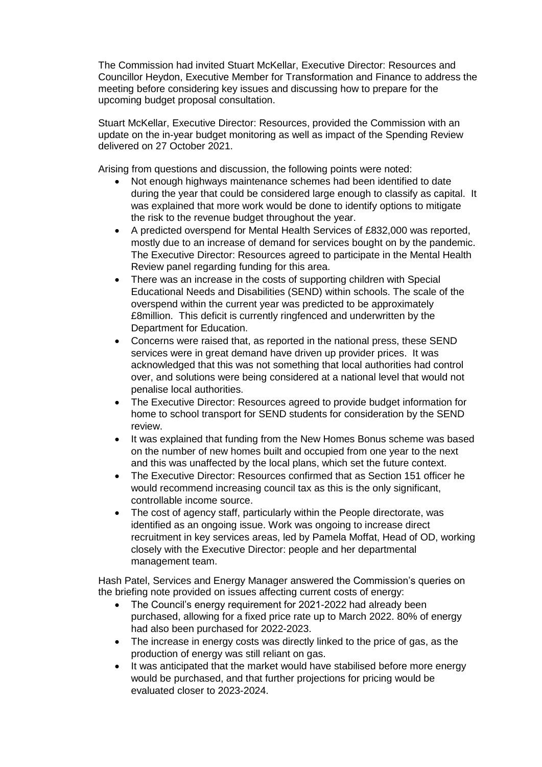The Commission had invited Stuart McKellar, Executive Director: Resources and Councillor Heydon, Executive Member for Transformation and Finance to address the meeting before considering key issues and discussing how to prepare for the upcoming budget proposal consultation.

Stuart McKellar, Executive Director: Resources, provided the Commission with an update on the in-year budget monitoring as well as impact of the Spending Review delivered on 27 October 2021.

Arising from questions and discussion, the following points were noted:

- Not enough highways maintenance schemes had been identified to date during the year that could be considered large enough to classify as capital. It was explained that more work would be done to identify options to mitigate the risk to the revenue budget throughout the year.
- A predicted overspend for Mental Health Services of £832,000 was reported, mostly due to an increase of demand for services bought on by the pandemic. The Executive Director: Resources agreed to participate in the Mental Health Review panel regarding funding for this area.
- There was an increase in the costs of supporting children with Special Educational Needs and Disabilities (SEND) within schools. The scale of the overspend within the current year was predicted to be approximately £8million. This deficit is currently ringfenced and underwritten by the Department for Education.
- Concerns were raised that, as reported in the national press, these SEND services were in great demand have driven up provider prices. It was acknowledged that this was not something that local authorities had control over, and solutions were being considered at a national level that would not penalise local authorities.
- The Executive Director: Resources agreed to provide budget information for home to school transport for SEND students for consideration by the SEND review.
- It was explained that funding from the New Homes Bonus scheme was based on the number of new homes built and occupied from one year to the next and this was unaffected by the local plans, which set the future context.
- The Executive Director: Resources confirmed that as Section 151 officer he would recommend increasing council tax as this is the only significant, controllable income source.
- The cost of agency staff, particularly within the People directorate, was identified as an ongoing issue. Work was ongoing to increase direct recruitment in key services areas, led by Pamela Moffat, Head of OD, working closely with the Executive Director: people and her departmental management team.

Hash Patel, Services and Energy Manager answered the Commission's queries on the briefing note provided on issues affecting current costs of energy:

- The Council's energy requirement for 2021-2022 had already been purchased, allowing for a fixed price rate up to March 2022. 80% of energy had also been purchased for 2022-2023.
- The increase in energy costs was directly linked to the price of gas, as the production of energy was still reliant on gas.
- It was anticipated that the market would have stabilised before more energy would be purchased, and that further projections for pricing would be evaluated closer to 2023-2024.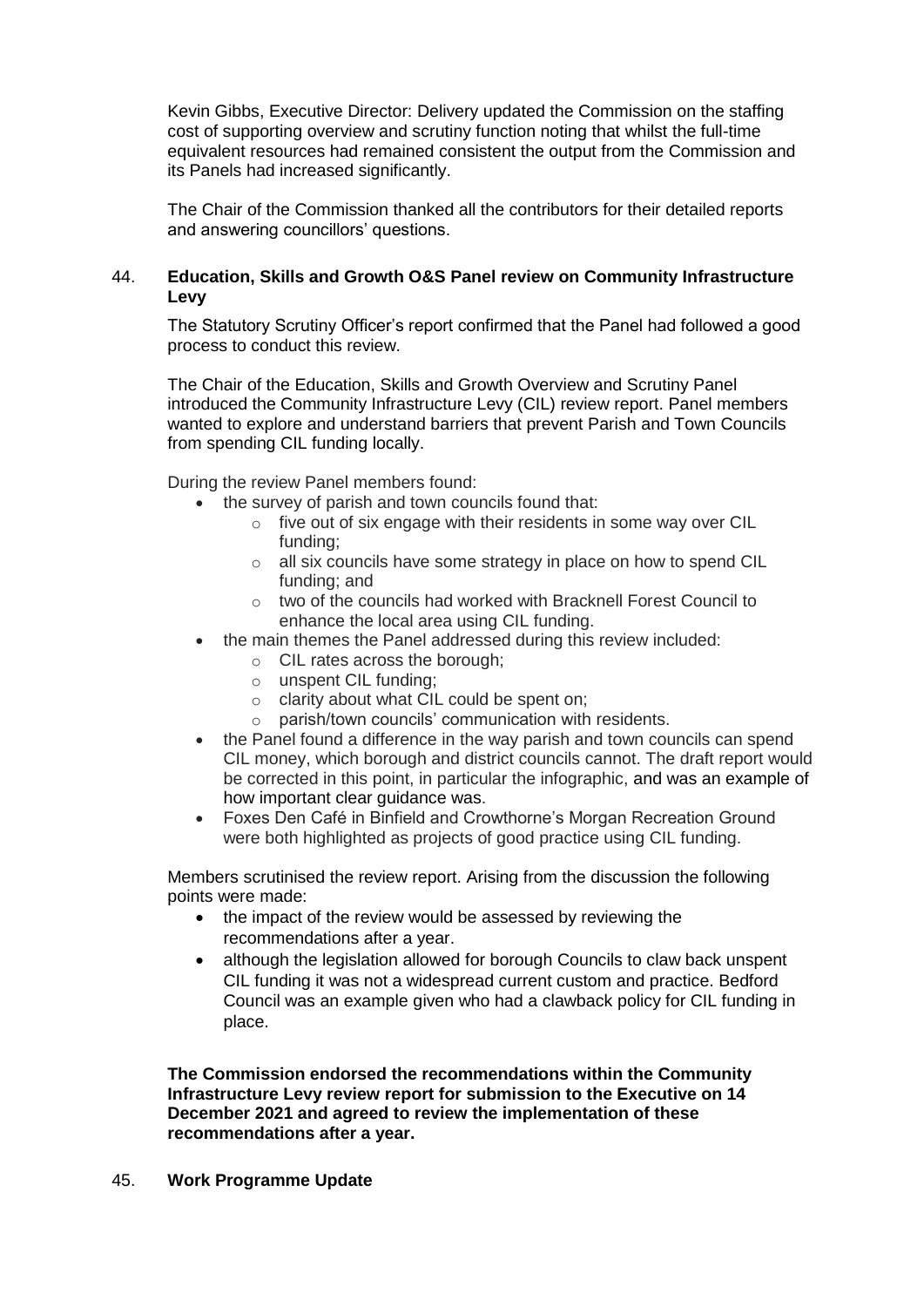Kevin Gibbs, Executive Director: Delivery updated the Commission on the staffing cost of supporting overview and scrutiny function noting that whilst the full-time equivalent resources had remained consistent the output from the Commission and its Panels had increased significantly.

The Chair of the Commission thanked all the contributors for their detailed reports and answering councillors' questions.

## 44. Education, Skills and Growth O&S Panel review on Community Infrastructure Levy

The Statutory Scrutiny Officer's report confirmed that the Panel had followed a good process to conduct this review.

The Chair of the Education, Skills and Growth Overview and Scrutiny Panel introduced the Community Infrastructure Levy (CIL) review report. Panel members wanted to explore and understand barriers that prevent Parish and Town Councils from spending CIL funding locally.

During the review Panel members found:

- the survey of parish and town councils found that:
  - five out of six engage with their residents in some way over CIL funding;
  - all six councils have some strategy in place on how to spend CIL funding; and
  - two of the councils had worked with Bracknell Forest Council to enhance the local area using CIL funding.
- the main themes the Panel addressed during this review included:
  - CIL rates across the borough;
  - unspent CIL funding;
  - clarity about what CIL could be spent on;
  - parish/town councils' communication with residents.
- the Panel found a difference in the way parish and town councils can spend CIL money, which borough and district councils cannot. The draft report would be corrected in this point, in particular the infographic, and was an example of how important clear guidance was.
- Foxes Den Café in Binfield and Crowthorne's Morgan Recreation Ground were both highlighted as projects of good practice using CIL funding.

Members scrutinised the review report. Arising from the discussion the following points were made:

- the impact of the review would be assessed by reviewing the recommendations after a year.
- although the legislation allowed for borough Councils to claw back unspent CIL funding it was not a widespread current custom and practice. Bedford Council was an example given who had a clawback policy for CIL funding in place.

**The Commission endorsed the recommendations within the Community Infrastructure Levy review report for submission to the Executive on 14 December 2021 and agreed to review the implementation of these recommendations after a year.**

## 45. Work Programme Update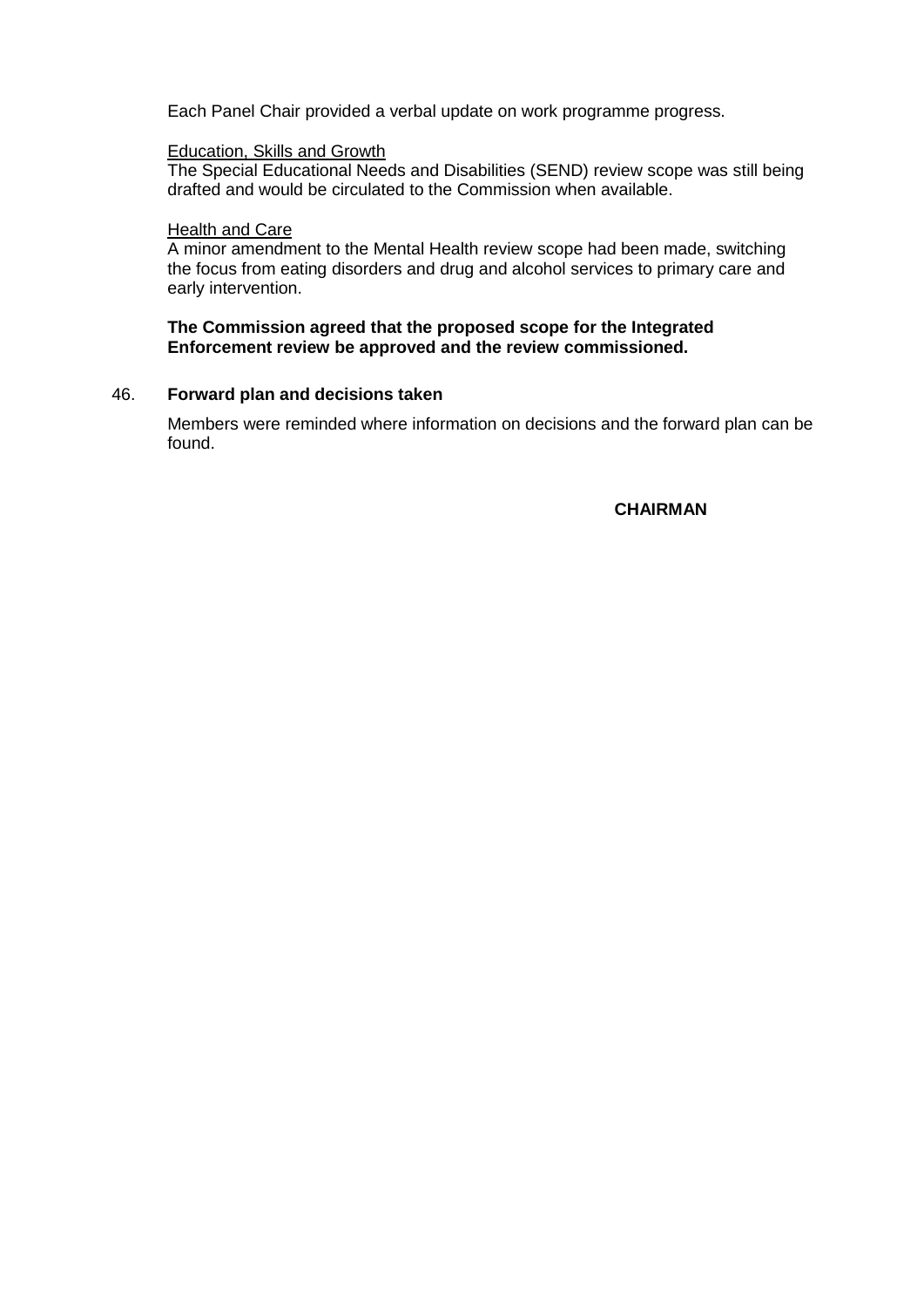Each Panel Chair provided a verbal update on work programme progress.

<u>Education, Skills and Growth</u>
The Special Educational Needs and Disabilities (SEND) review scope was still being drafted and would be circulated to the Commission when available.

<u>Health and Care</u>
A minor amendment to the Mental Health review scope had been made, switching the focus from eating disorders and drug and alcohol services to primary care and early intervention.

**The Commission agreed that the proposed scope for the Integrated Enforcement review be approved and the review commissioned.**

46. **Forward plan and decisions taken**

Members were reminded where information on decisions and the forward plan can be found.

**CHAIRMAN**